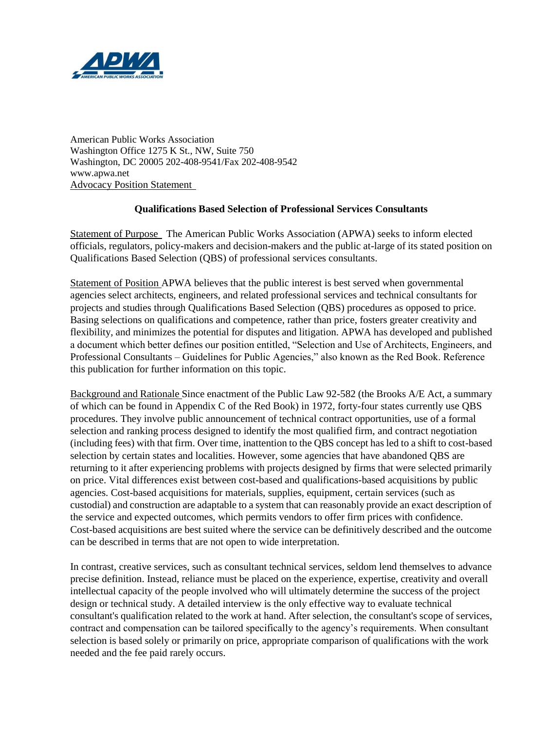American Public Works Association
Washington Office 1275 K St., NW, Suite 750
Washington, DC 20005 202-408-9541/Fax 202-408-9542
www.apwa.net
Advocacy Position Statement

## Qualifications Based Selection of Professional Services Consultants

Statement of Purpose The American Public Works Association (APWA) seeks to inform elected officials, regulators, policy-makers and decision-makers and the public at-large of its stated position on Qualifications Based Selection (QBS) of professional services consultants.

Statement of Position APWA believes that the public interest is best served when governmental agencies select architects, engineers, and related professional services and technical consultants for projects and studies through Qualifications Based Selection (QBS) procedures as opposed to price. Basing selections on qualifications and competence, rather than price, fosters greater creativity and flexibility, and minimizes the potential for disputes and litigation. APWA has developed and published a document which better defines our position entitled, "Selection and Use of Architects, Engineers, and Professional Consultants – Guidelines for Public Agencies," also known as the Red Book. Reference this publication for further information on this topic.

Background and Rationale Since enactment of the Public Law 92-582 (the Brooks A/E Act, a summary of which can be found in Appendix C of the Red Book) in 1972, forty-four states currently use QBS procedures. They involve public announcement of technical contract opportunities, use of a formal selection and ranking process designed to identify the most qualified firm, and contract negotiation (including fees) with that firm. Over time, inattention to the QBS concept has led to a shift to cost-based selection by certain states and localities. However, some agencies that have abandoned QBS are returning to it after experiencing problems with projects designed by firms that were selected primarily on price. Vital differences exist between cost-based and qualifications-based acquisitions by public agencies. Cost-based acquisitions for materials, supplies, equipment, certain services (such as custodial) and construction are adaptable to a system that can reasonably provide an exact description of the service and expected outcomes, which permits vendors to offer firm prices with confidence. Cost-based acquisitions are best suited where the service can be definitively described and the outcome can be described in terms that are not open to wide interpretation.

In contrast, creative services, such as consultant technical services, seldom lend themselves to advance precise definition. Instead, reliance must be placed on the experience, expertise, creativity and overall intellectual capacity of the people involved who will ultimately determine the success of the project design or technical study. A detailed interview is the only effective way to evaluate technical consultant's qualification related to the work at hand. After selection, the consultant's scope of services, contract and compensation can be tailored specifically to the agency's requirements. When consultant selection is based solely or primarily on price, appropriate comparison of qualifications with the work needed and the fee paid rarely occurs.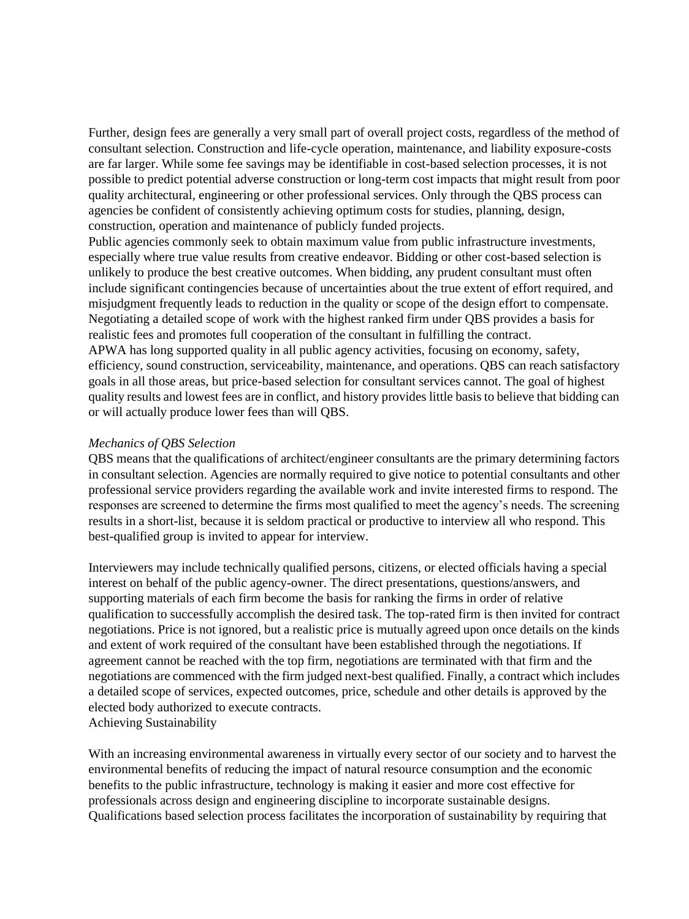Further, design fees are generally a very small part of overall project costs, regardless of the method of consultant selection. Construction and life-cycle operation, maintenance, and liability exposure-costs are far larger. While some fee savings may be identifiable in cost-based selection processes, it is not possible to predict potential adverse construction or long-term cost impacts that might result from poor quality architectural, engineering or other professional services. Only through the QBS process can agencies be confident of consistently achieving optimum costs for studies, planning, design, construction, operation and maintenance of publicly funded projects.

Public agencies commonly seek to obtain maximum value from public infrastructure investments, especially where true value results from creative endeavor. Bidding or other cost-based selection is unlikely to produce the best creative outcomes. When bidding, any prudent consultant must often include significant contingencies because of uncertainties about the true extent of effort required, and misjudgment frequently leads to reduction in the quality or scope of the design effort to compensate. Negotiating a detailed scope of work with the highest ranked firm under QBS provides a basis for realistic fees and promotes full cooperation of the consultant in fulfilling the contract.

APWA has long supported quality in all public agency activities, focusing on economy, safety, efficiency, sound construction, serviceability, maintenance, and operations. QBS can reach satisfactory goals in all those areas, but price-based selection for consultant services cannot. The goal of highest quality results and lowest fees are in conflict, and history provides little basis to believe that bidding can or will actually produce lower fees than will QBS.

*Mechanics of QBS Selection*

QBS means that the qualifications of architect/engineer consultants are the primary determining factors in consultant selection. Agencies are normally required to give notice to potential consultants and other professional service providers regarding the available work and invite interested firms to respond. The responses are screened to determine the firms most qualified to meet the agency's needs. The screening results in a short-list, because it is seldom practical or productive to interview all who respond. This best-qualified group is invited to appear for interview.

Interviewers may include technically qualified persons, citizens, or elected officials having a special interest on behalf of the public agency-owner. The direct presentations, questions/answers, and supporting materials of each firm become the basis for ranking the firms in order of relative qualification to successfully accomplish the desired task. The top-rated firm is then invited for contract negotiations. Price is not ignored, but a realistic price is mutually agreed upon once details on the kinds and extent of work required of the consultant have been established through the negotiations. If agreement cannot be reached with the top firm, negotiations are terminated with that firm and the negotiations are commenced with the firm judged next-best qualified. Finally, a contract which includes a detailed scope of services, expected outcomes, price, schedule and other details is approved by the elected body authorized to execute contracts.

Achieving Sustainability

With an increasing environmental awareness in virtually every sector of our society and to harvest the environmental benefits of reducing the impact of natural resource consumption and the economic benefits to the public infrastructure, technology is making it easier and more cost effective for professionals across design and engineering discipline to incorporate sustainable designs. Qualifications based selection process facilitates the incorporation of sustainability by requiring that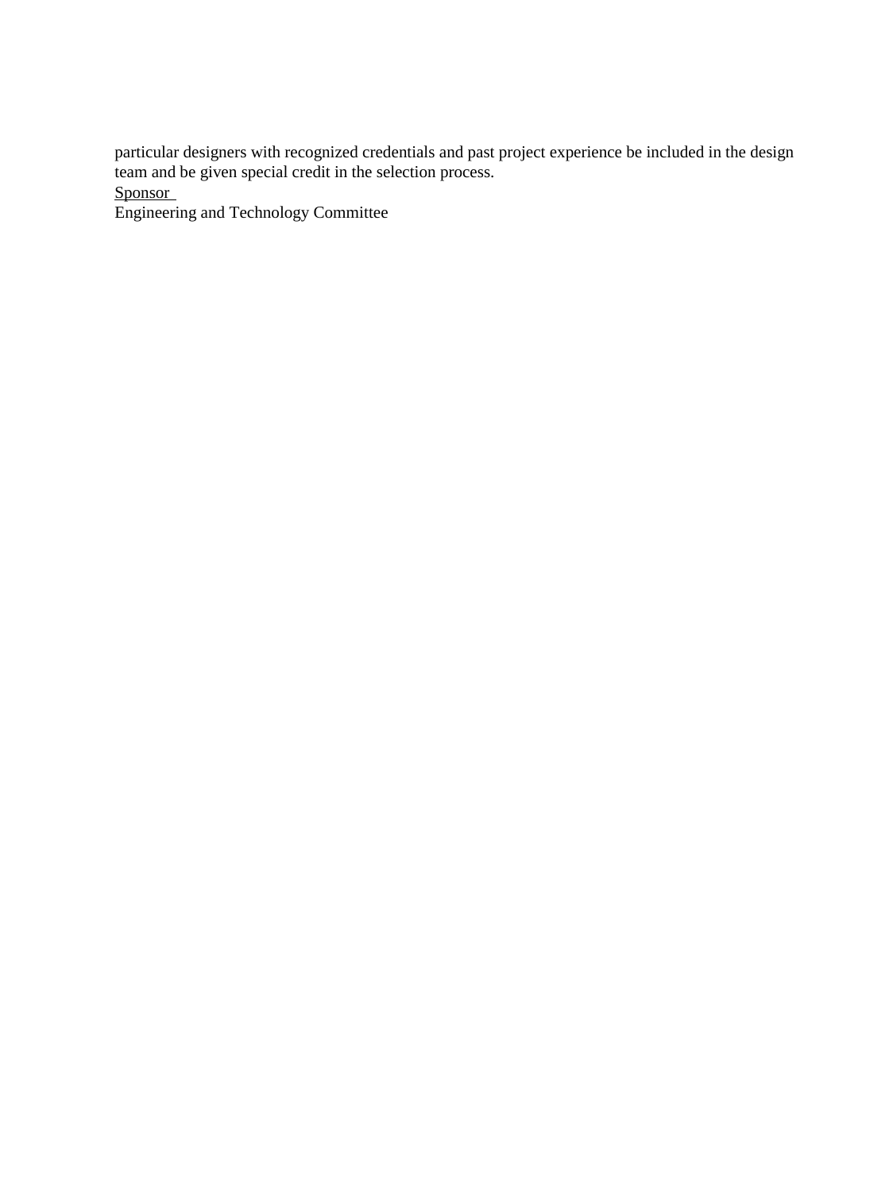particular designers with recognized credentials and past project experience be included in the design team and be given special credit in the selection process.

<u>Sponsor</u>

Engineering and Technology Committee